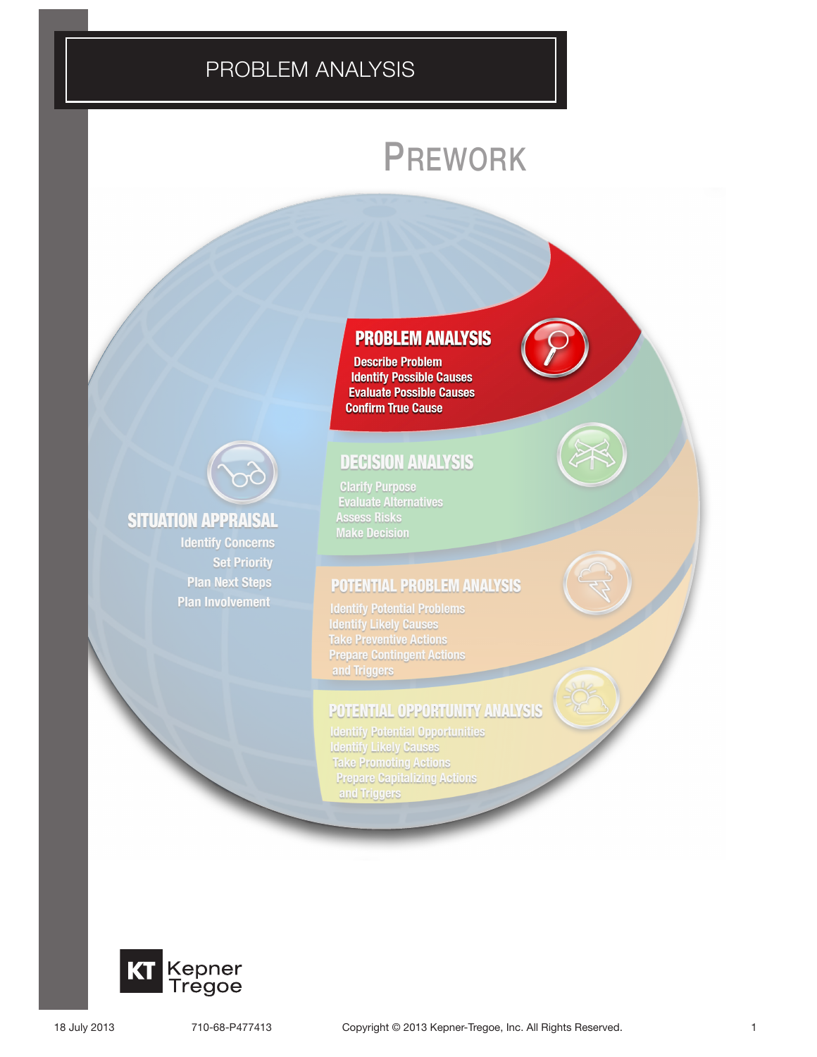# PROBLEM ANALYSIS

## PREWORK

### PROBLEM ANALYSIS

- Describe Problem
- Identify Possible Causes
- Evaluate Possible Causes
- Confirm True Cause

### DECISION ANALYSIS

- Clarify Purpose
- Evaluate Alternatives
- Assess Risks
- Make Decision

### SITUATION APPRAISAL

- Identify Concerns
- Set Priority
- Plan Next Steps
- Plan Involvement

### POTENTIAL PROBLEM ANALYSIS

- Identify Potential Problems
- Identify Likely Causes
- Take Preventive Actions
- Prepare Contingent Actions and Triggers

### POTENTIAL OPPORTUNITY ANALYSIS

- Identify Potential Opportunities
- Identify Likely Causes
- Take Promoting Actions
- Prepare Capitalizing Actions and Triggers

KT Kepner Tregoe

18 July 2013 710-68-P477413 Copyright © 2013 Kepner-Tregoe, Inc. All Rights Reserved.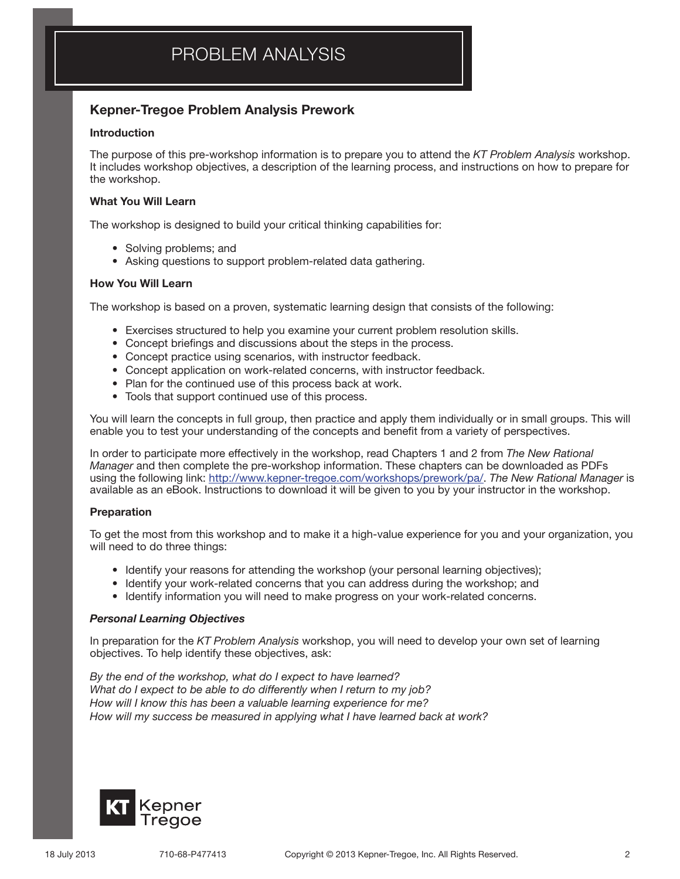# PROBLEM ANALYSIS

## Kepner-Tregoe Problem Analysis Prework

**Introduction**

The purpose of this pre-workshop information is to prepare you to attend the *KT Problem Analysis* workshop. It includes workshop objectives, a description of the learning process, and instructions on how to prepare for the workshop.

**What You Will Learn**

The workshop is designed to build your critical thinking capabilities for:

- Solving problems; and
- Asking questions to support problem-related data gathering.

**How You Will Learn**

The workshop is based on a proven, systematic learning design that consists of the following:

- Exercises structured to help you examine your current problem resolution skills.
- Concept briefings and discussions about the steps in the process.
- Concept practice using scenarios, with instructor feedback.
- Concept application on work-related concerns, with instructor feedback.
- Plan for the continued use of this process back at work.
- Tools that support continued use of this process.

You will learn the concepts in full group, then practice and apply them individually or in small groups. This will enable you to test your understanding of the concepts and benefit from a variety of perspectives.

In order to participate more effectively in the workshop, read Chapters 1 and 2 from *The New Rational Manager* and then complete the pre-workshop information. These chapters can be downloaded as PDFs using the following link: http://www.kepner-tregoe.com/workshops/prework/pa/. *The New Rational Manager* is available as an eBook. Instructions to download it will be given to you by your instructor in the workshop.

**Preparation**

To get the most from this workshop and to make it a high-value experience for you and your organization, you will need to do three things:

- Identify your reasons for attending the workshop (your personal learning objectives);
- Identify your work-related concerns that you can address during the workshop; and
- Identify information you will need to make progress on your work-related concerns.

***Personal Learning Objectives***

In preparation for the *KT Problem Analysis* workshop, you will need to develop your own set of learning objectives. To help identify these objectives, ask:

*By the end of the workshop, what do I expect to have learned?*
*What do I expect to be able to do differently when I return to my job?*
*How will I know this has been a valuable learning experience for me?*
*How will my success be measured in applying what I have learned back at work?*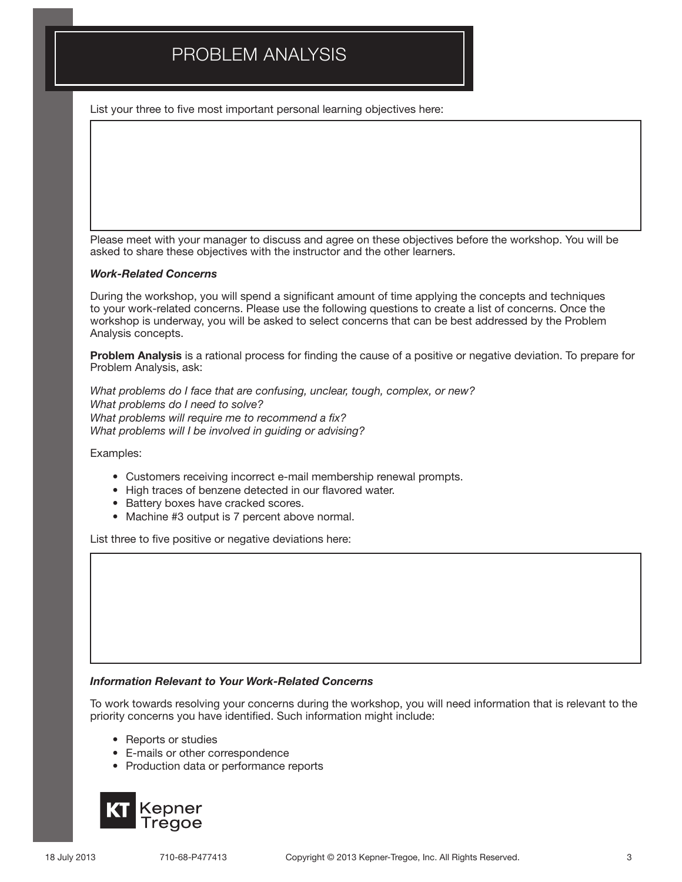# PROBLEM ANALYSIS

List your three to five most important personal learning objectives here:

Please meet with your manager to discuss and agree on these objectives before the workshop. You will be asked to share these objectives with the instructor and the other learners.

***Work-Related Concerns***

During the workshop, you will spend a significant amount of time applying the concepts and techniques to your work-related concerns. Please use the following questions to create a list of concerns. Once the workshop is underway, you will be asked to select concerns that can be best addressed by the Problem Analysis concepts.

**Problem Analysis** is a rational process for finding the cause of a positive or negative deviation. To prepare for Problem Analysis, ask:

*What problems do I face that are confusing, unclear, tough, complex, or new?*
*What problems do I need to solve?*
*What problems will require me to recommend a fix?*
*What problems will I be involved in guiding or advising?*

Examples:

- Customers receiving incorrect e-mail membership renewal prompts.
- High traces of benzene detected in our flavored water.
- Battery boxes have cracked scores.
- Machine #3 output is 7 percent above normal.

List three to five positive or negative deviations here:

***Information Relevant to Your Work-Related Concerns***

To work towards resolving your concerns during the workshop, you will need information that is relevant to the priority concerns you have identified. Such information might include:

- Reports or studies
- E-mails or other correspondence
- Production data or performance reports

KT Kepner Tregoe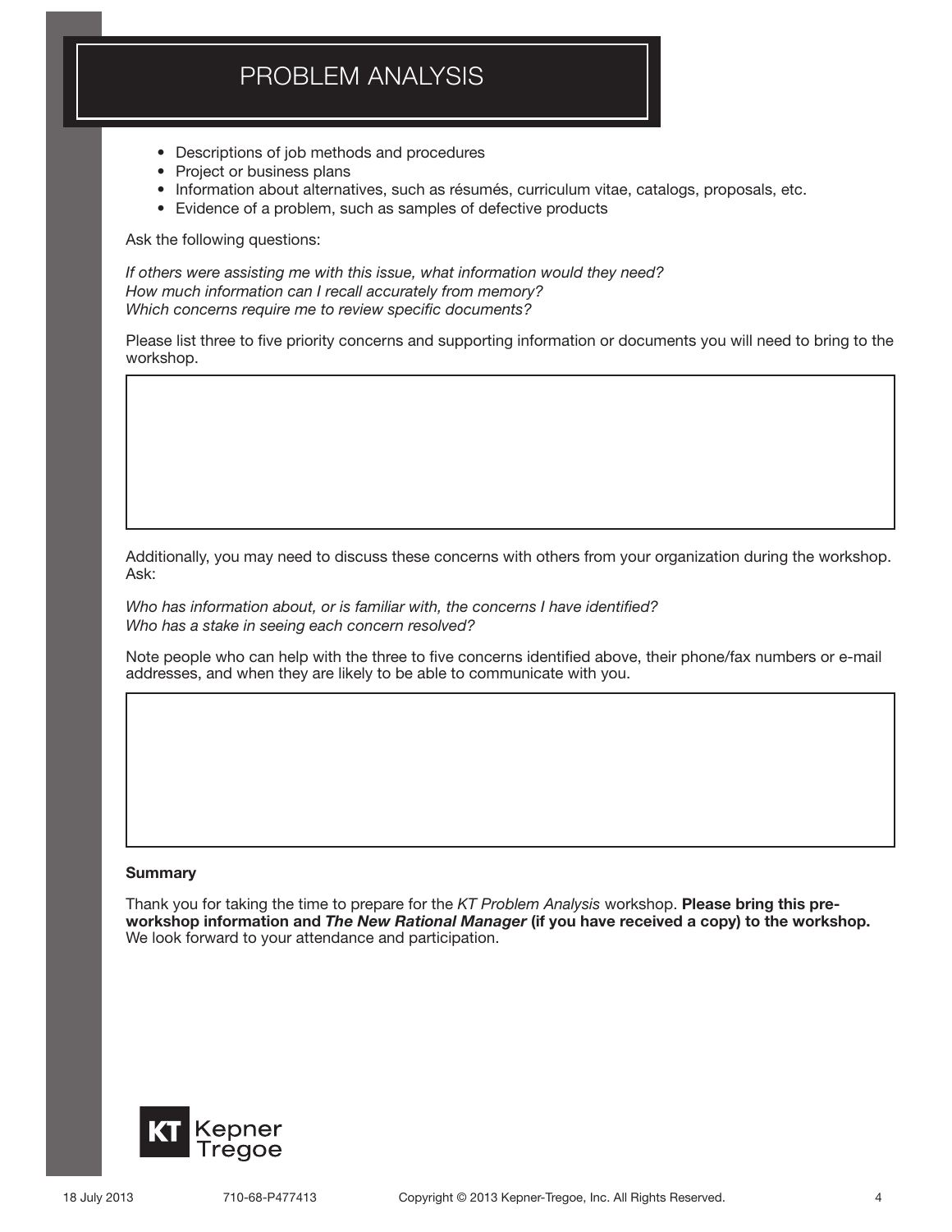# PROBLEM ANALYSIS

- Descriptions of job methods and procedures
- Project or business plans
- Information about alternatives, such as résumés, curriculum vitae, catalogs, proposals, etc.
- Evidence of a problem, such as samples of defective products

Ask the following questions:

*If others were assisting me with this issue, what information would they need?*
*How much information can I recall accurately from memory?*
*Which concerns require me to review specific documents?*

Please list three to five priority concerns and supporting information or documents you will need to bring to the workshop.

Additionally, you may need to discuss these concerns with others from your organization during the workshop. Ask:

*Who has information about, or is familiar with, the concerns I have identified?*
*Who has a stake in seeing each concern resolved?*

Note people who can help with the three to five concerns identified above, their phone/fax numbers or e-mail addresses, and when they are likely to be able to communicate with you.

**Summary**

Thank you for taking the time to prepare for the *KT Problem Analysis* workshop. **Please bring this pre-workshop information and *The New Rational Manager* (if you have received a copy) to the workshop.** We look forward to your attendance and participation.

KT Kepner Tregoe